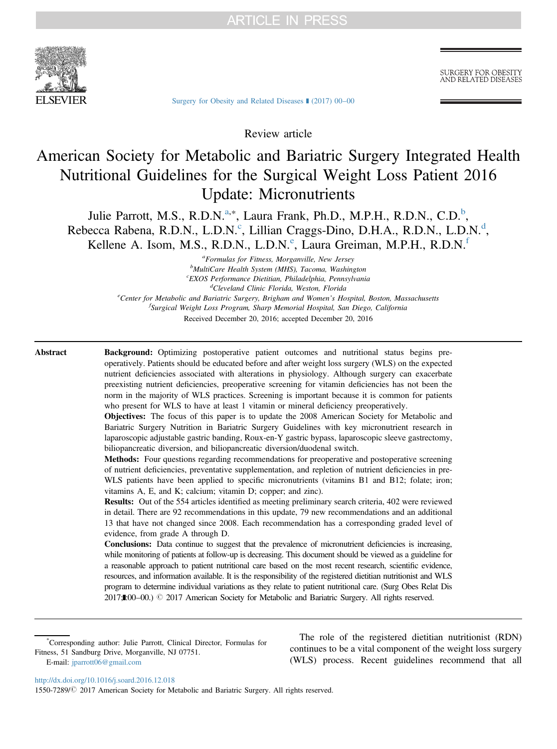Review article

# American Society for Metabolic and Bariatric Surgery Integrated Health Nutritional Guidelines for the Surgical Weight Loss Patient 2016 Update: Micronutrients

Julie Parrott, M.S., R.D.N.[a,*], Laura Frank, Ph.D., M.P.H., R.D.N., C.D.[b], Rebecca Rabena, R.D.N., L.D.N.[c], Lillian Craggs-Dino, D.H.A., R.D.N., L.D.N.[d], Kellene A. Isom, M.S., R.D.N., L.D.N.[e], Laura Greiman, M.P.H., R.D.N.[f]

[a]*Formulas for Fitness, Morganville, New Jersey*
[b]*MultiCare Health System (MHS), Tacoma, Washington*
[c]*EXOS Performance Dietitian, Philadelphia, Pennsylvania*
[d]*Cleveland Clinic Florida, Weston, Florida*
[e]*Center for Metabolic and Bariatric Surgery, Brigham and Women's Hospital, Boston, Massachusetts*
[f]*Surgical Weight Loss Program, Sharp Memorial Hospital, San Diego, California*

Received December 20, 2016; accepted December 20, 2016

## Abstract

**Background:** Optimizing postoperative patient outcomes and nutritional status begins preoperatively. Patients should be educated before and after weight loss surgery (WLS) on the expected nutrient deficiencies associated with alterations in physiology. Although surgery can exacerbate preexisting nutrient deficiencies, preoperative screening for vitamin deficiencies has not been the norm in the majority of WLS practices. Screening is important because it is common for patients who present for WLS to have at least 1 vitamin or mineral deficiency preoperatively.

**Objectives:** The focus of this paper is to update the 2008 American Society for Metabolic and Bariatric Surgery Nutrition in Bariatric Surgery Guidelines with key micronutrient research in laparoscopic adjustable gastric banding, Roux-en-Y gastric bypass, laparoscopic sleeve gastrectomy, biliopancreatic diversion, and biliopancreatic diversion/duodenal switch.

**Methods:** Four questions regarding recommendations for preoperative and postoperative screening of nutrient deficiencies, preventative supplementation, and repletion of nutrient deficiencies in pre-WLS patients have been applied to specific micronutrients (vitamins B1 and B12; folate; iron; vitamins A, E, and K; calcium; vitamin D; copper; and zinc).

**Results:** Out of the 554 articles identified as meeting preliminary search criteria, 402 were reviewed in detail. There are 92 recommendations in this update, 79 new recommendations and an additional 13 that have not changed since 2008. Each recommendation has a corresponding graded level of evidence, from grade A through D.

**Conclusions:** Data continue to suggest that the prevalence of micronutrient deficiencies is increasing, while monitoring of patients at follow-up is decreasing. This document should be viewed as a guideline for a reasonable approach to patient nutritional care based on the most recent research, scientific evidence, resources, and information available. It is the responsibility of the registered dietitian nutritionist and WLS program to determine individual variations as they relate to patient nutritional care. (Surg Obes Relat Dis 2017;∎:00–00.) © 2017 American Society for Metabolic and Bariatric Surgery. All rights reserved.

The role of the registered dietitian nutritionist (RDN) continues to be a vital component of the weight loss surgery (WLS) process. Recent guidelines recommend that all

*Corresponding author: Julie Parrott, Clinical Director, Formulas for Fitness, 51 Sandburg Drive, Morganville, NJ 07751.
E-mail: jparrott06@gmail.com

http://dx.doi.org/10.1016/j.soard.2016.12.018
1550-7289/© 2017 American Society for Metabolic and Bariatric Surgery. All rights reserved.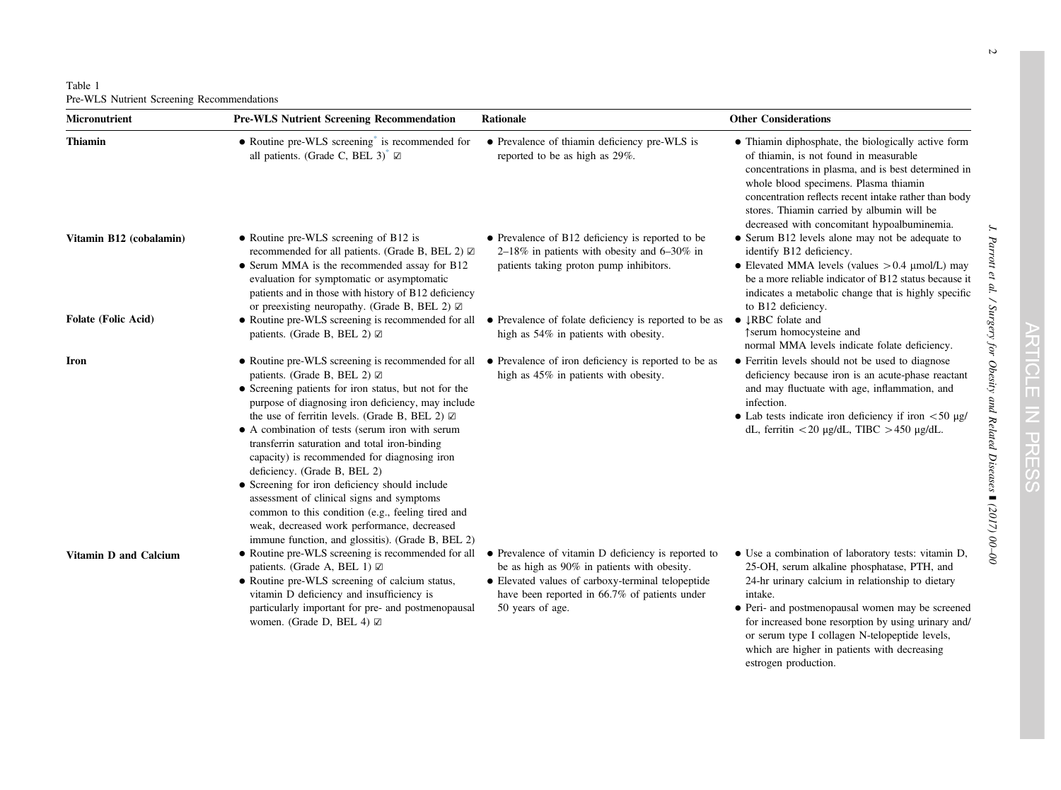Table 1
Pre-WLS Nutrient Screening Recommendations

| Micronutrient | Pre-WLS Nutrient Screening Recommendation | Rationale | Other Considerations |
|---|---|---|---|
| **Thiamin** | • Routine pre-WLS screening* is recommended for all patients. (Grade C, BEL 3)* ☑ | • Prevalence of thiamin deficiency pre-WLS is reported to be as high as 29%. | • Thiamin diphosphate, the biologically active form of thiamin, is not found in measurable concentrations in plasma, and is best determined in whole blood specimens. Plasma thiamin concentration reflects recent intake rather than body stores. Thiamin carried by albumin will be decreased with concomitant hypoalbuminemia. |
| **Vitamin B12 (cobalamin)** | • Routine pre-WLS screening of B12 is recommended for all patients. (Grade B, BEL 2) ☑ <br> • Serum MMA is the recommended assay for B12 evaluation for symptomatic or asymptomatic patients and in those with history of B12 deficiency or preexisting neuropathy. (Grade B, BEL 2) ☑ | • Prevalence of B12 deficiency is reported to be 2–18% in patients with obesity and 6–30% in patients taking proton pump inhibitors. | • Serum B12 levels alone may not be adequate to identify B12 deficiency. <br> • Elevated MMA levels (values >0.4 μmol/L) may be a more reliable indicator of B12 status because it indicates a metabolic change that is highly specific to B12 deficiency. |
| **Folate (Folic Acid)** | • Routine pre-WLS screening is recommended for all patients. (Grade B, BEL 2) ☑ | • Prevalence of folate deficiency is reported to be as high as 54% in patients with obesity. | • ↓RBC folate and ↑serum homocysteine and normal MMA levels indicate folate deficiency. |
| **Iron** | • Routine pre-WLS screening is recommended for all patients. (Grade B, BEL 2) ☑ <br> • Screening patients for iron status, but not for the purpose of diagnosing iron deficiency, may include the use of ferritin levels. (Grade B, BEL 2) ☑ <br> • A combination of tests (serum iron with serum transferrin saturation and total iron-binding capacity) is recommended for diagnosing iron deficiency. (Grade B, BEL 2) <br> • Screening for iron deficiency should include assessment of clinical signs and symptoms common to this condition (e.g., feeling tired and weak, decreased work performance, decreased immune function, and glossitis). (Grade B, BEL 2) | • Prevalence of iron deficiency is reported to be as high as 45% in patients with obesity. | • Ferritin levels should not be used to diagnose deficiency because iron is an acute-phase reactant and may fluctuate with age, inflammation, and infection. <br> • Lab tests indicate iron deficiency if iron <50 μg/dL, ferritin <20 μg/dL, TIBC >450 μg/dL. |
| **Vitamin D and Calcium** | • Routine pre-WLS screening is recommended for all patients. (Grade A, BEL 1) ☑ <br> • Routine pre-WLS screening of calcium status, vitamin D deficiency and insufficiency is particularly important for pre- and postmenopausal women. (Grade D, BEL 4) ☑ | • Prevalence of vitamin D deficiency is reported to be as high as 90% in patients with obesity. <br> • Elevated values of carboxy-terminal telopeptide have been reported in 66.7% of patients under 50 years of age. | • Use a combination of laboratory tests: vitamin D, 25-OH, serum alkaline phosphatase, PTH, and 24-hr urinary calcium in relationship to dietary intake. <br> • Peri- and postmenopausal women may be screened for increased bone resorption by using urinary and/or serum type I collagen N-telopeptide levels, which are higher in patients with decreasing estrogen production. |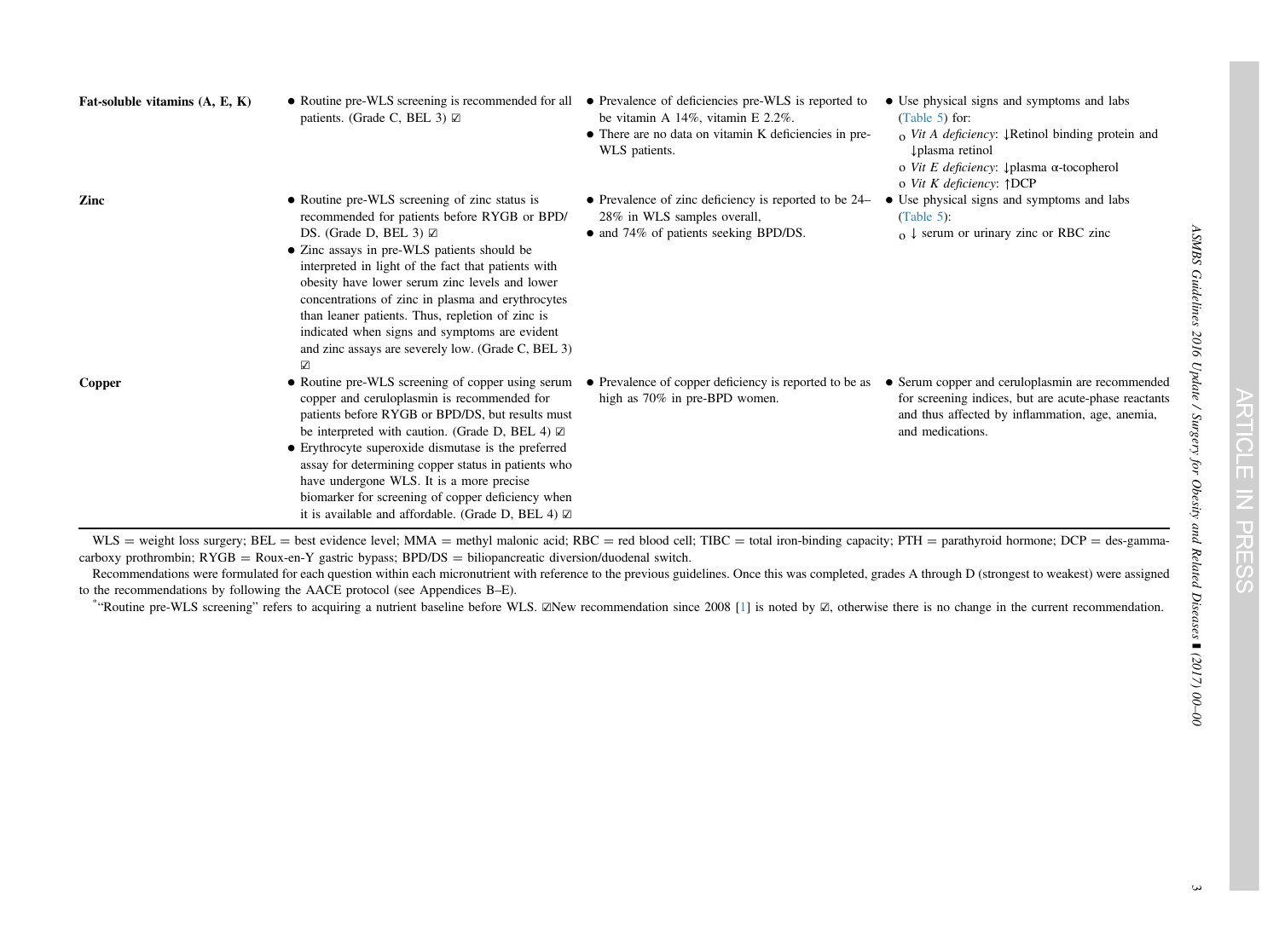| | | | |
|---|---|---|---|
| **Fat-soluble vitamins (A, E, K)** | • Routine pre-WLS screening is recommended for all patients. (Grade C, BEL 3) ☑ | • Prevalence of deficiencies pre-WLS is reported to be vitamin A 14%, vitamin E 2.2%.<br>• There are no data on vitamin K deficiencies in pre-WLS patients. | • Use physical signs and symptoms and labs (Table 5) for:<br>o *Vit A deficiency*: ↓Retinol binding protein and ↓plasma retinol<br>o *Vit E deficiency*: ↓plasma α-tocopherol<br>o *Vit K deficiency*: ↑DCP |
| **Zinc** | • Routine pre-WLS screening of zinc status is recommended for patients before RYGB or BPD/DS. (Grade D, BEL 3) ☑<br>• Zinc assays in pre-WLS patients should be interpreted in light of the fact that patients with obesity have lower serum zinc levels and lower concentrations of zinc in plasma and erythrocytes than leaner patients. Thus, repletion of zinc is indicated when signs and symptoms are evident and zinc assays are severely low. (Grade C, BEL 3) ☑ | • Prevalence of zinc deficiency is reported to be 24–28% in WLS samples overall,<br>• and 74% of patients seeking BPD/DS. | • Use physical signs and symptoms and labs (Table 5):<br>o ↓ serum or urinary zinc or RBC zinc |
| **Copper** | • Routine pre-WLS screening of copper using serum copper and ceruloplasmin is recommended for patients before RYGB or BPD/DS, but results must be interpreted with caution. (Grade D, BEL 4) ☑<br>• Erythrocyte superoxide dismutase is the preferred assay for determining copper status in patients who have undergone WLS. It is a more precise biomarker for screening of copper deficiency when it is available and affordable. (Grade D, BEL 4) ☑ | • Prevalence of copper deficiency is reported to be as high as 70% in pre-BPD women. | • Serum copper and ceruloplasmin are recommended for screening indices, but are acute-phase reactants and thus affected by inflammation, age, anemia, and medications. |

WLS = weight loss surgery; BEL = best evidence level; MMA = methyl malonic acid; RBC = red blood cell; TIBC = total iron-binding capacity; PTH = parathyroid hormone; DCP = des-gamma-carboxy prothrombin; RYGB = Roux-en-Y gastric bypass; BPD/DS = biliopancreatic diversion/duodenal switch.

Recommendations were formulated for each question within each micronutrient with reference to the previous guidelines. Once this was completed, grades A through D (strongest to weakest) were assigned to the recommendations by following the AACE protocol (see Appendices B–E).

[*]"Routine pre-WLS screening" refers to acquiring a nutrient baseline before WLS. ☑New recommendation since 2008 [1] is noted by ☑, otherwise there is no change in the current recommendation.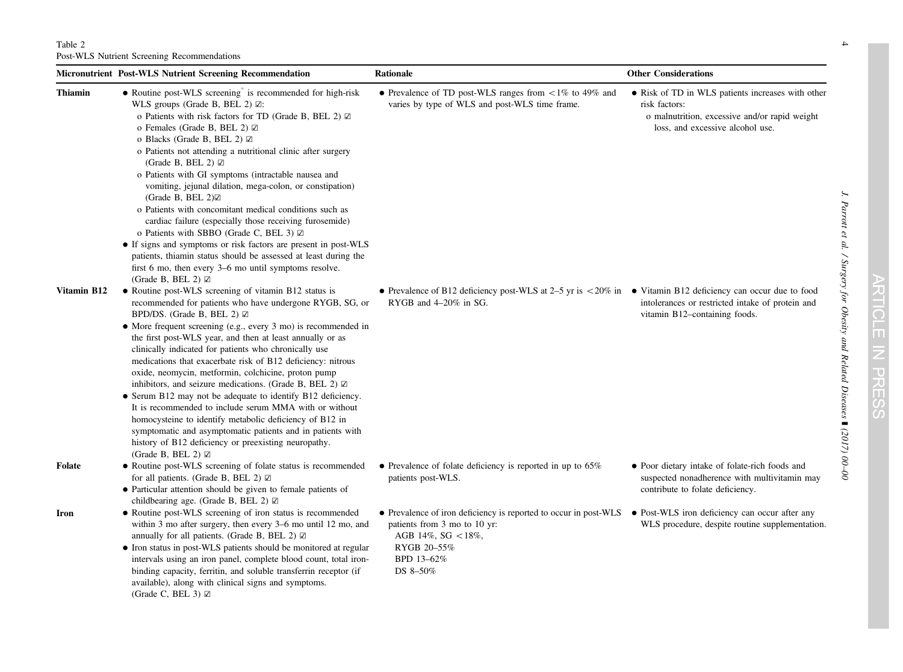Table 2
Post-WLS Nutrient Screening Recommendations

| Micronutrient | Post-WLS Nutrient Screening Recommendation | Rationale | Other Considerations |
|---|---|---|---|
| **Thiamin** | • Routine post-WLS screening* is recommended for high-risk WLS groups (Grade B, BEL 2) ☑:<br>o Patients with risk factors for TD (Grade B, BEL 2) ☑<br>o Females (Grade B, BEL 2) ☑<br>o Blacks (Grade B, BEL 2) ☑<br>o Patients not attending a nutritional clinic after surgery (Grade B, BEL 2) ☑<br>o Patients with GI symptoms (intractable nausea and vomiting, jejunal dilation, mega-colon, or constipation) (Grade B, BEL 2)☑<br>o Patients with concomitant medical conditions such as cardiac failure (especially those receiving furosemide)<br>o Patients with SBBO (Grade C, BEL 3) ☑<br>• If signs and symptoms or risk factors are present in post-WLS patients, thiamin status should be assessed at least during the first 6 mo, then every 3–6 mo until symptoms resolve. (Grade B, BEL 2) ☑ | • Prevalence of TD post-WLS ranges from <1% to 49% and varies by type of WLS and post-WLS time frame. | • Risk of TD in WLS patients increases with other risk factors:<br>o malnutrition, excessive and/or rapid weight loss, and excessive alcohol use. |
| **Vitamin B12** | • Routine post-WLS screening of vitamin B12 status is recommended for patients who have undergone RYGB, SG, or BPD/DS. (Grade B, BEL 2) ☑<br>• More frequent screening (e.g., every 3 mo) is recommended in the first post-WLS year, and then at least annually or as clinically indicated for patients who chronically use medications that exacerbate risk of B12 deficiency: nitrous oxide, neomycin, metformin, colchicine, proton pump inhibitors, and seizure medications. (Grade B, BEL 2) ☑<br>• Serum B12 may not be adequate to identify B12 deficiency. It is recommended to include serum MMA with or without homocysteine to identify metabolic deficiency of B12 in symptomatic and asymptomatic patients and in patients with history of B12 deficiency or preexisting neuropathy. (Grade B, BEL 2) ☑ | • Prevalence of B12 deficiency post-WLS at 2–5 yr is <20% in RYGB and 4–20% in SG. | • Vitamin B12 deficiency can occur due to food intolerances or restricted intake of protein and vitamin B12–containing foods. |
| **Folate** | • Routine post-WLS screening of folate status is recommended for all patients. (Grade B, BEL 2) ☑<br>• Particular attention should be given to female patients of childbearing age. (Grade B, BEL 2) ☑ | • Prevalence of folate deficiency is reported in up to 65% patients post-WLS. | • Poor dietary intake of folate-rich foods and suspected nonadherence with multivitamin may contribute to folate deficiency. |
| **Iron** | • Routine post-WLS screening of iron status is recommended within 3 mo after surgery, then every 3–6 mo until 12 mo, and annually for all patients. (Grade B, BEL 2) ☑<br>• Iron status in post-WLS patients should be monitored at regular intervals using an iron panel, complete blood count, total iron-binding capacity, ferritin, and soluble transferrin receptor (if available), along with clinical signs and symptoms. (Grade C, BEL 3) ☑ | • Prevalence of iron deficiency is reported to occur in post-WLS patients from 3 mo to 10 yr:<br>AGB 14%, SG <18%,<br>RYGB 20–55%<br>BPD 13–62%<br>DS 8–50% | • Post-WLS iron deficiency can occur after any WLS procedure, despite routine supplementation. |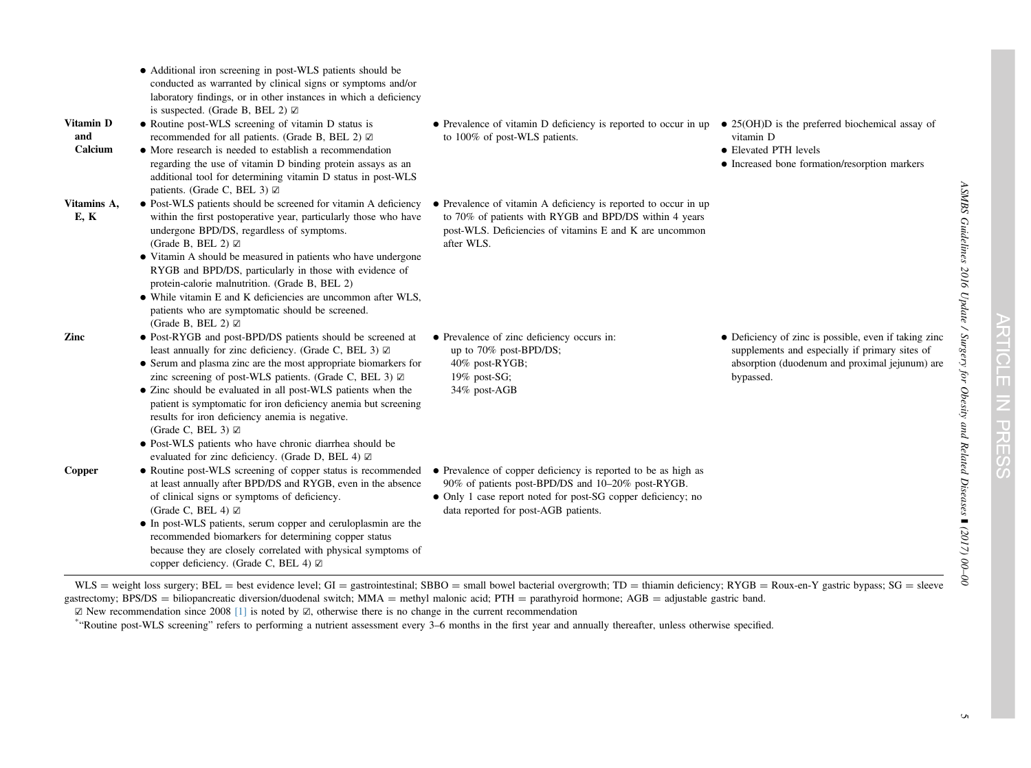| | | | |
|---|---|---|---|
| | • Additional iron screening in post-WLS patients should be conducted as warranted by clinical signs or symptoms and/or laboratory findings, or in other instances in which a deficiency is suspected. (Grade B, BEL 2) ☑ | | |
| **Vitamin D and Calcium** | • Routine post-WLS screening of vitamin D status is recommended for all patients. (Grade B, BEL 2) ☑ <br> • More research is needed to establish a recommendation regarding the use of vitamin D binding protein assays as an additional tool for determining vitamin D status in post-WLS patients. (Grade C, BEL 3) ☑ | • Prevalence of vitamin D deficiency is reported to occur in up to 100% of post-WLS patients. | • 25(OH)D is the preferred biochemical assay of vitamin D <br> • Elevated PTH levels <br> • Increased bone formation/resorption markers |
| **Vitamins A, E, K** | • Post-WLS patients should be screened for vitamin A deficiency within the first postoperative year, particularly those who have undergone BPD/DS, regardless of symptoms. (Grade B, BEL 2) ☑ <br> • Vitamin A should be measured in patients who have undergone RYGB and BPD/DS, particularly in those with evidence of protein-calorie malnutrition. (Grade B, BEL 2) <br> • While vitamin E and K deficiencies are uncommon after WLS, patients who are symptomatic should be screened. (Grade B, BEL 2) ☑ | • Prevalence of vitamin A deficiency is reported to occur in up to 70% of patients with RYGB and BPD/DS within 4 years post-WLS. Deficiencies of vitamins E and K are uncommon after WLS. | |
| **Zinc** | • Post-RYGB and post-BPD/DS patients should be screened at least annually for zinc deficiency. (Grade C, BEL 3) ☑ <br> • Serum and plasma zinc are the most appropriate biomarkers for zinc screening of post-WLS patients. (Grade C, BEL 3) ☑ <br> • Zinc should be evaluated in all post-WLS patients when the patient is symptomatic for iron deficiency anemia but screening results for iron deficiency anemia is negative. (Grade C, BEL 3) ☑ <br> • Post-WLS patients who have chronic diarrhea should be evaluated for zinc deficiency. (Grade D, BEL 4) ☑ | • Prevalence of zinc deficiency occurs in: up to 70% post-BPD/DS; 40% post-RYGB; 19% post-SG; 34% post-AGB | • Deficiency of zinc is possible, even if taking zinc supplements and especially if primary sites of absorption (duodenum and proximal jejunum) are bypassed. |
| **Copper** | • Routine post-WLS screening of copper status is recommended at least annually after BPD/DS and RYGB, even in the absence of clinical signs or symptoms of deficiency. (Grade C, BEL 4) ☑ <br> • In post-WLS patients, serum copper and ceruloplasmin are the recommended biomarkers for determining copper status because they are closely correlated with physical symptoms of copper deficiency. (Grade C, BEL 4) ☑ | • Prevalence of copper deficiency is reported to be as high as 90% of patients post-BPD/DS and 10–20% post-RYGB. <br> • Only 1 case report noted for post-SG copper deficiency; no data reported for post-AGB patients. | |

WLS = weight loss surgery; BEL = best evidence level; GI = gastrointestinal; SBBO = small bowel bacterial overgrowth; TD = thiamin deficiency; RYGB = Roux-en-Y gastric bypass; SG = sleeve gastrectomy; BPS/DS = biliopancreatic diversion/duodenal switch; MMA = methyl malonic acid; PTH = parathyroid hormone; AGB = adjustable gastric band.

☑ New recommendation since 2008 [1] is noted by ☑, otherwise there is no change in the current recommendation

[*] "Routine post-WLS screening" refers to performing a nutrient assessment every 3–6 months in the first year and annually thereafter, unless otherwise specified.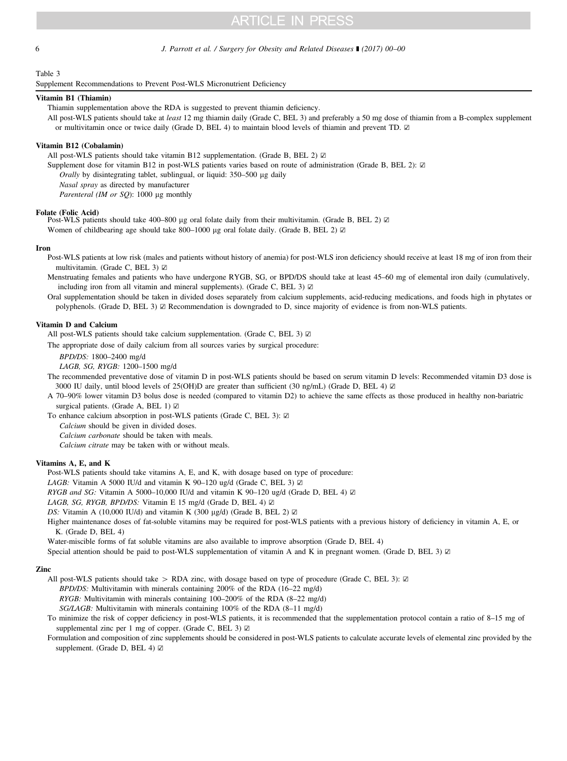Table 3

Supplement Recommendations to Prevent Post-WLS Micronutrient Deficiency

**Vitamin B1 (Thiamin)**

Thiamin supplementation above the RDA is suggested to prevent thiamin deficiency.

All post-WLS patients should take at *least* 12 mg thiamin daily (Grade C, BEL 3) and preferably a 50 mg dose of thiamin from a B-complex supplement or multivitamin once or twice daily (Grade D, BEL 4) to maintain blood levels of thiamin and prevent TD. ☑

**Vitamin B12 (Cobalamin)**

All post-WLS patients should take vitamin B12 supplementation. (Grade B, BEL 2) ☑

Supplement dose for vitamin B12 in post-WLS patients varies based on route of administration (Grade B, BEL 2): ☑

*Orally* by disintegrating tablet, sublingual, or liquid: 350–500 μg daily

*Nasal spray* as directed by manufacturer

*Parenteral (IM or SQ)*: 1000 μg monthly

**Folate (Folic Acid)**

Post-WLS patients should take 400–800 μg oral folate daily from their multivitamin. (Grade B, BEL 2) ☑

Women of childbearing age should take 800–1000 μg oral folate daily. (Grade B, BEL 2) ☑

**Iron**

Post-WLS patients at low risk (males and patients without history of anemia) for post-WLS iron deficiency should receive at least 18 mg of iron from their multivitamin. (Grade C, BEL 3) ☑

Menstruating females and patients who have undergone RYGB, SG, or BPD/DS should take at least 45–60 mg of elemental iron daily (cumulatively, including iron from all vitamin and mineral supplements). (Grade C, BEL 3) ☑

Oral supplementation should be taken in divided doses separately from calcium supplements, acid-reducing medications, and foods high in phytates or polyphenols. (Grade D, BEL 3) ☑ Recommendation is downgraded to D, since majority of evidence is from non-WLS patients.

**Vitamin D and Calcium**

All post-WLS patients should take calcium supplementation. (Grade C, BEL 3) ☑

The appropriate dose of daily calcium from all sources varies by surgical procedure:

*BPD/DS:* 1800–2400 mg/d

*LAGB, SG, RYGB:* 1200–1500 mg/d

The recommended preventative dose of vitamin D in post-WLS patients should be based on serum vitamin D levels: Recommended vitamin D3 dose is 3000 IU daily, until blood levels of 25(OH)D are greater than sufficient (30 ng/mL) (Grade D, BEL 4) ☑

A 70–90% lower vitamin D3 bolus dose is needed (compared to vitamin D2) to achieve the same effects as those produced in healthy non-bariatric surgical patients. (Grade A, BEL 1) ☑

To enhance calcium absorption in post-WLS patients (Grade C, BEL 3): ☑

*Calcium* should be given in divided doses.

*Calcium carbonate* should be taken with meals.

*Calcium citrate* may be taken with or without meals.

**Vitamins A, E, and K**

Post-WLS patients should take vitamins A, E, and K, with dosage based on type of procedure:

*LAGB:* Vitamin A 5000 IU/d and vitamin K 90–120 ug/d (Grade C, BEL 3) ☑

*RYGB and SG:* Vitamin A 5000–10,000 IU/d and vitamin K 90–120 ug/d (Grade D, BEL 4) ☑

*LAGB, SG, RYGB, BPD/DS:* Vitamin E 15 mg/d (Grade D, BEL 4) ☑

*DS:* Vitamin A (10,000 IU/d) and vitamin K (300 μg/d) (Grade B, BEL 2) ☑

Higher maintenance doses of fat-soluble vitamins may be required for post-WLS patients with a previous history of deficiency in vitamin A, E, or K. (Grade D, BEL 4)

Water-miscible forms of fat soluble vitamins are also available to improve absorption (Grade D, BEL 4)

Special attention should be paid to post-WLS supplementation of vitamin A and K in pregnant women. (Grade D, BEL 3) ☑

**Zinc**

All post-WLS patients should take > RDA zinc, with dosage based on type of procedure (Grade C, BEL 3): ☑

*BPD/DS:* Multivitamin with minerals containing 200% of the RDA (16–22 mg/d)

*RYGB:* Multivitamin with minerals containing 100–200% of the RDA (8–22 mg/d)

*SG/LAGB:* Multivitamin with minerals containing 100% of the RDA (8–11 mg/d)

To minimize the risk of copper deficiency in post-WLS patients, it is recommended that the supplementation protocol contain a ratio of 8–15 mg of supplemental zinc per 1 mg of copper. (Grade C, BEL 3) ☑

Formulation and composition of zinc supplements should be considered in post-WLS patients to calculate accurate levels of elemental zinc provided by the supplement. (Grade D, BEL 4) ☑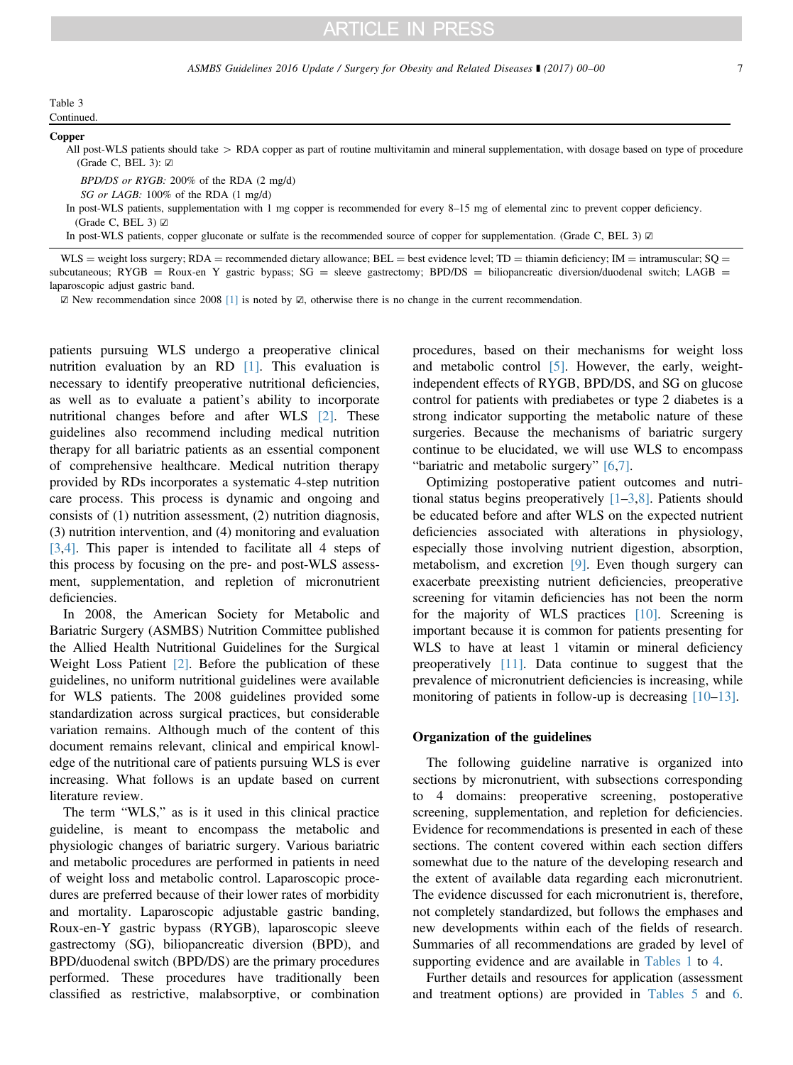Table 3
Continued.

**Copper**

All post-WLS patients should take > RDA copper as part of routine multivitamin and mineral supplementation, with dosage based on type of procedure (Grade C, BEL 3): ☑

*BPD/DS or RYGB:* 200% of the RDA (2 mg/d)

*SG or LAGB:* 100% of the RDA (1 mg/d)

In post-WLS patients, supplementation with 1 mg copper is recommended for every 8–15 mg of elemental zinc to prevent copper deficiency. (Grade C, BEL 3) ☑

In post-WLS patients, copper gluconate or sulfate is the recommended source of copper for supplementation. (Grade C, BEL 3) ☑

WLS = weight loss surgery; RDA = recommended dietary allowance; BEL = best evidence level; TD = thiamin deficiency; IM = intramuscular; SQ = subcutaneous; RYGB = Roux-en Y gastric bypass; SG = sleeve gastrectomy; BPD/DS = biliopancreatic diversion/duodenal switch; LAGB = laparoscopic adjust gastric band.

☑ New recommendation since 2008 [1] is noted by ☑, otherwise there is no change in the current recommendation.

patients pursuing WLS undergo a preoperative clinical nutrition evaluation by an RD [1]. This evaluation is necessary to identify preoperative nutritional deficiencies, as well as to evaluate a patient's ability to incorporate nutritional changes before and after WLS [2]. These guidelines also recommend including medical nutrition therapy for all bariatric patients as an essential component of comprehensive healthcare. Medical nutrition therapy provided by RDs incorporates a systematic 4-step nutrition care process. This process is dynamic and ongoing and consists of (1) nutrition assessment, (2) nutrition diagnosis, (3) nutrition intervention, and (4) monitoring and evaluation [3,4]. This paper is intended to facilitate all 4 steps of this process by focusing on the pre- and post-WLS assessment, supplementation, and repletion of micronutrient deficiencies.

In 2008, the American Society for Metabolic and Bariatric Surgery (ASMBS) Nutrition Committee published the Allied Health Nutritional Guidelines for the Surgical Weight Loss Patient [2]. Before the publication of these guidelines, no uniform nutritional guidelines were available for WLS patients. The 2008 guidelines provided some standardization across surgical practices, but considerable variation remains. Although much of the content of this document remains relevant, clinical and empirical knowledge of the nutritional care of patients pursuing WLS is ever increasing. What follows is an update based on current literature review.

The term "WLS," as is it used in this clinical practice guideline, is meant to encompass the metabolic and physiologic changes of bariatric surgery. Various bariatric and metabolic procedures are performed in patients in need of weight loss and metabolic control. Laparoscopic procedures are preferred because of their lower rates of morbidity and mortality. Laparoscopic adjustable gastric banding, Roux-en-Y gastric bypass (RYGB), laparoscopic sleeve gastrectomy (SG), biliopancreatic diversion (BPD), and BPD/duodenal switch (BPD/DS) are the primary procedures performed. These procedures have traditionally been classified as restrictive, malabsorptive, or combination procedures, based on their mechanisms for weight loss and metabolic control [5]. However, the early, weight-independent effects of RYGB, BPD/DS, and SG on glucose control for patients with prediabetes or type 2 diabetes is a strong indicator supporting the metabolic nature of these surgeries. Because the mechanisms of bariatric surgery continue to be elucidated, we will use WLS to encompass "bariatric and metabolic surgery" [6,7].

Optimizing postoperative patient outcomes and nutritional status begins preoperatively [1–3,8]. Patients should be educated before and after WLS on the expected nutrient deficiencies associated with alterations in physiology, especially those involving nutrient digestion, absorption, metabolism, and excretion [9]. Even though surgery can exacerbate preexisting nutrient deficiencies, preoperative screening for vitamin deficiencies has not been the norm for the majority of WLS practices [10]. Screening is important because it is common for patients presenting for WLS to have at least 1 vitamin or mineral deficiency preoperatively [11]. Data continue to suggest that the prevalence of micronutrient deficiencies is increasing, while monitoring of patients in follow-up is decreasing [10–13].

## Organization of the guidelines

The following guideline narrative is organized into sections by micronutrient, with subsections corresponding to 4 domains: preoperative screening, postoperative screening, supplementation, and repletion for deficiencies. Evidence for recommendations is presented in each of these sections. The content covered within each section differs somewhat due to the nature of the developing research and the extent of available data regarding each micronutrient. The evidence discussed for each micronutrient is, therefore, not completely standardized, but follows the emphases and new developments within each of the fields of research. Summaries of all recommendations are graded by level of supporting evidence and are available in Tables 1 to 4.

Further details and resources for application (assessment and treatment options) are provided in Tables 5 and 6.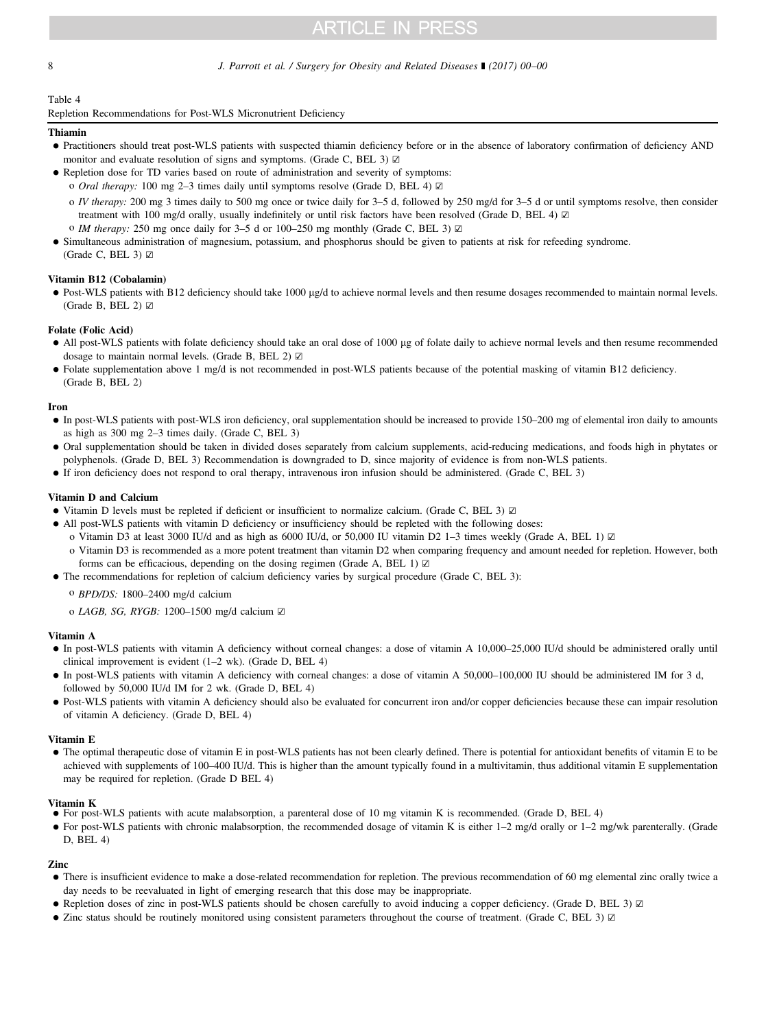Table 4

Repletion Recommendations for Post-WLS Micronutrient Deficiency

**Thiamin**

- Practitioners should treat post-WLS patients with suspected thiamin deficiency before or in the absence of laboratory confirmation of deficiency AND monitor and evaluate resolution of signs and symptoms. (Grade C, BEL 3) ☑
- Repletion dose for TD varies based on route of administration and severity of symptoms:
  - *Oral therapy:* 100 mg 2–3 times daily until symptoms resolve (Grade D, BEL 4) ☑
  - *IV therapy:* 200 mg 3 times daily to 500 mg once or twice daily for 3–5 d, followed by 250 mg/d for 3–5 d or until symptoms resolve, then consider treatment with 100 mg/d orally, usually indefinitely or until risk factors have been resolved (Grade D, BEL 4) ☑
  - *IM therapy:* 250 mg once daily for 3–5 d or 100–250 mg monthly (Grade C, BEL 3) ☑
- Simultaneous administration of magnesium, potassium, and phosphorus should be given to patients at risk for refeeding syndrome. (Grade C, BEL 3) ☑

**Vitamin B12 (Cobalamin)**

- Post-WLS patients with B12 deficiency should take 1000 μg/d to achieve normal levels and then resume dosages recommended to maintain normal levels. (Grade B, BEL 2) ☑

**Folate (Folic Acid)**

- All post-WLS patients with folate deficiency should take an oral dose of 1000 μg of folate daily to achieve normal levels and then resume recommended dosage to maintain normal levels. (Grade B, BEL 2) ☑
- Folate supplementation above 1 mg/d is not recommended in post-WLS patients because of the potential masking of vitamin B12 deficiency. (Grade B, BEL 2)

**Iron**

- In post-WLS patients with post-WLS iron deficiency, oral supplementation should be increased to provide 150–200 mg of elemental iron daily to amounts as high as 300 mg 2–3 times daily. (Grade C, BEL 3)
- Oral supplementation should be taken in divided doses separately from calcium supplements, acid-reducing medications, and foods high in phytates or polyphenols. (Grade D, BEL 3) Recommendation is downgraded to D, since majority of evidence is from non-WLS patients.
- If iron deficiency does not respond to oral therapy, intravenous iron infusion should be administered. (Grade C, BEL 3)

**Vitamin D and Calcium**

- Vitamin D levels must be repleted if deficient or insufficient to normalize calcium. (Grade C, BEL 3) ☑
- All post-WLS patients with vitamin D deficiency or insufficiency should be repleted with the following doses:
  - Vitamin D3 at least 3000 IU/d and as high as 6000 IU/d, or 50,000 IU vitamin D2 1–3 times weekly (Grade A, BEL 1) ☑
  - Vitamin D3 is recommended as a more potent treatment than vitamin D2 when comparing frequency and amount needed for repletion. However, both forms can be efficacious, depending on the dosing regimen (Grade A, BEL 1) ☑
- The recommendations for repletion of calcium deficiency varies by surgical procedure (Grade C, BEL 3):
  - *BPD/DS:* 1800–2400 mg/d calcium
  - *LAGB, SG, RYGB:* 1200–1500 mg/d calcium ☑

**Vitamin A**

- In post-WLS patients with vitamin A deficiency without corneal changes: a dose of vitamin A 10,000–25,000 IU/d should be administered orally until clinical improvement is evident (1–2 wk). (Grade D, BEL 4)
- In post-WLS patients with vitamin A deficiency with corneal changes: a dose of vitamin A 50,000–100,000 IU should be administered IM for 3 d, followed by 50,000 IU/d IM for 2 wk. (Grade D, BEL 4)
- Post-WLS patients with vitamin A deficiency should also be evaluated for concurrent iron and/or copper deficiencies because these can impair resolution of vitamin A deficiency. (Grade D, BEL 4)

**Vitamin E**

- The optimal therapeutic dose of vitamin E in post-WLS patients has not been clearly defined. There is potential for antioxidant benefits of vitamin E to be achieved with supplements of 100–400 IU/d. This is higher than the amount typically found in a multivitamin, thus additional vitamin E supplementation may be required for repletion. (Grade D BEL 4)

**Vitamin K**

- For post-WLS patients with acute malabsorption, a parenteral dose of 10 mg vitamin K is recommended. (Grade D, BEL 4)
- For post-WLS patients with chronic malabsorption, the recommended dosage of vitamin K is either 1–2 mg/d orally or 1–2 mg/wk parenterally. (Grade D, BEL 4)

**Zinc**

- There is insufficient evidence to make a dose-related recommendation for repletion. The previous recommendation of 60 mg elemental zinc orally twice a day needs to be reevaluated in light of emerging research that this dose may be inappropriate.
- Repletion doses of zinc in post-WLS patients should be chosen carefully to avoid inducing a copper deficiency. (Grade D, BEL 3) ☑
- Zinc status should be routinely monitored using consistent parameters throughout the course of treatment. (Grade C, BEL 3) ☑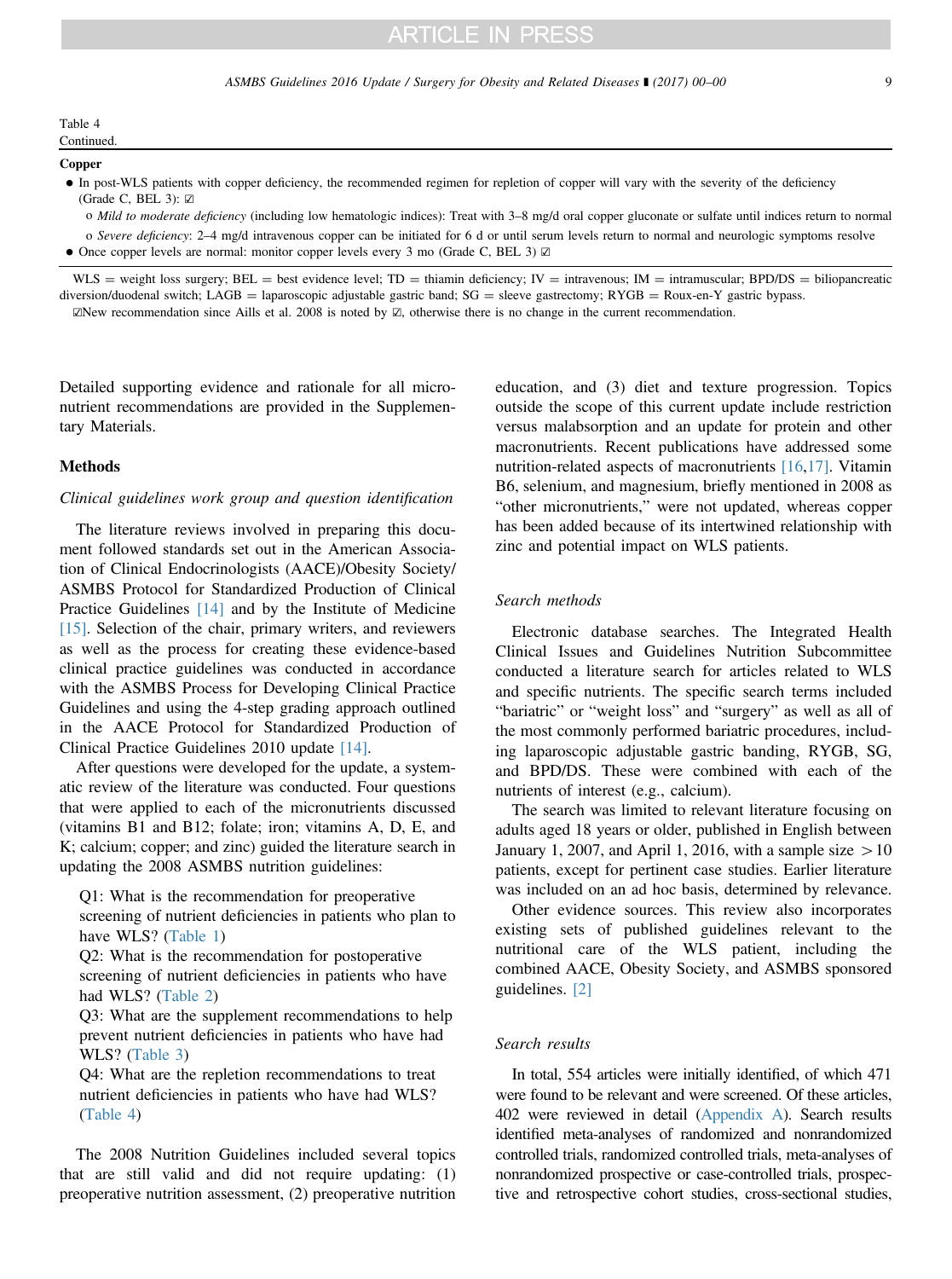Table 4
Continued.

**Copper**

- In post-WLS patients with copper deficiency, the recommended regimen for repletion of copper will vary with the severity of the deficiency (Grade C, BEL 3): ☑
  - *Mild to moderate deficiency* (including low hematologic indices): Treat with 3–8 mg/d oral copper gluconate or sulfate until indices return to normal
  - *Severe deficiency*: 2–4 mg/d intravenous copper can be initiated for 6 d or until serum levels return to normal and neurologic symptoms resolve
- Once copper levels are normal: monitor copper levels every 3 mo (Grade C, BEL 3) ☑

WLS = weight loss surgery; BEL = best evidence level; TD = thiamin deficiency; IV = intravenous; IM = intramuscular; BPD/DS = biliopancreatic diversion/duodenal switch; LAGB = laparoscopic adjustable gastric band; SG = sleeve gastrectomy; RYGB = Roux-en-Y gastric bypass.

☑New recommendation since Aills et al. 2008 is noted by ☑, otherwise there is no change in the current recommendation.

Detailed supporting evidence and rationale for all micronutrient recommendations are provided in the Supplementary Materials.

## Methods

### *Clinical guidelines work group and question identification*

The literature reviews involved in preparing this document followed standards set out in the American Association of Clinical Endocrinologists (AACE)/Obesity Society/ASMBS Protocol for Standardized Production of Clinical Practice Guidelines [14] and by the Institute of Medicine [15]. Selection of the chair, primary writers, and reviewers as well as the process for creating these evidence-based clinical practice guidelines was conducted in accordance with the ASMBS Process for Developing Clinical Practice Guidelines and using the 4-step grading approach outlined in the AACE Protocol for Standardized Production of Clinical Practice Guidelines 2010 update [14].

After questions were developed for the update, a systematic review of the literature was conducted. Four questions that were applied to each of the micronutrients discussed (vitamins B1 and B12; folate; iron; vitamins A, D, E, and K; calcium; copper; and zinc) guided the literature search in updating the 2008 ASMBS nutrition guidelines:

Q1: What is the recommendation for preoperative screening of nutrient deficiencies in patients who plan to have WLS? (Table 1)

Q2: What is the recommendation for postoperative screening of nutrient deficiencies in patients who have had WLS? (Table 2)

Q3: What are the supplement recommendations to help prevent nutrient deficiencies in patients who have had WLS? (Table 3)

Q4: What are the repletion recommendations to treat nutrient deficiencies in patients who have had WLS? (Table 4)

The 2008 Nutrition Guidelines included several topics that are still valid and did not require updating: (1) preoperative nutrition assessment, (2) preoperative nutrition education, and (3) diet and texture progression. Topics outside the scope of this current update include restriction versus malabsorption and an update for protein and other macronutrients. Recent publications have addressed some nutrition-related aspects of macronutrients [16,17]. Vitamin B6, selenium, and magnesium, briefly mentioned in 2008 as "other micronutrients," were not updated, whereas copper has been added because of its intertwined relationship with zinc and potential impact on WLS patients.

### *Search methods*

Electronic database searches. The Integrated Health Clinical Issues and Guidelines Nutrition Subcommittee conducted a literature search for articles related to WLS and specific nutrients. The specific search terms included "bariatric" or "weight loss" and "surgery" as well as all of the most commonly performed bariatric procedures, including laparoscopic adjustable gastric banding, RYGB, SG, and BPD/DS. These were combined with each of the nutrients of interest (e.g., calcium).

The search was limited to relevant literature focusing on adults aged 18 years or older, published in English between January 1, 2007, and April 1, 2016, with a sample size >10 patients, except for pertinent case studies. Earlier literature was included on an ad hoc basis, determined by relevance.

Other evidence sources. This review also incorporates existing sets of published guidelines relevant to the nutritional care of the WLS patient, including the combined AACE, Obesity Society, and ASMBS sponsored guidelines. [2]

### *Search results*

In total, 554 articles were initially identified, of which 471 were found to be relevant and were screened. Of these articles, 402 were reviewed in detail (Appendix A). Search results identified meta-analyses of randomized and nonrandomized controlled trials, randomized controlled trials, meta-analyses of nonrandomized prospective or case-controlled trials, prospective and retrospective cohort studies, cross-sectional studies,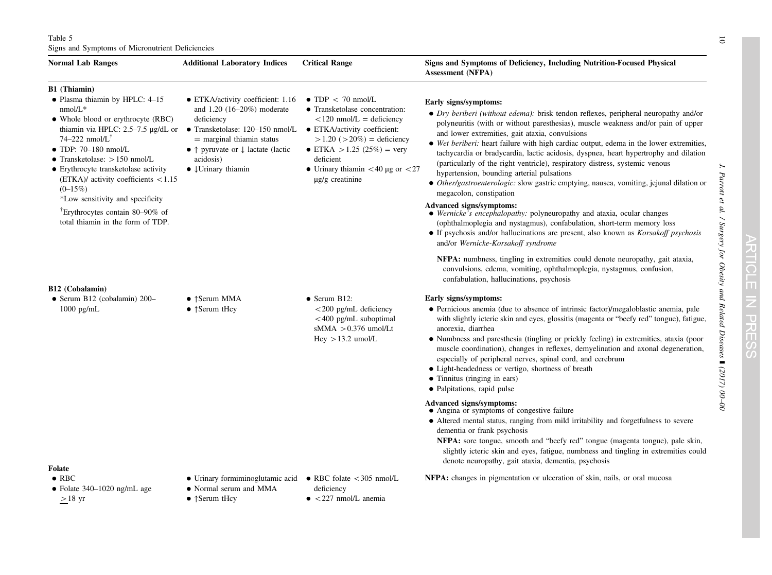Table 5
Signs and Symptoms of Micronutrient Deficiencies

| Normal Lab Ranges | Additional Laboratory Indices | Critical Range | Signs and Symptoms of Deficiency, Including Nutrition-Focused Physical Assessment (NFPA) |
|---|---|---|---|
| **B1 (Thiamin)** | | | |
| • Plasma thiamin by HPLC: 4–15 nmol/L*<br>• Whole blood or erythrocyte (RBC) thiamin via HPLC: 2.5–7.5 μg/dL or 74–222 nmol/L[†]<br>• TDP: 70–180 nmol/L<br>• Transketolase: >150 nmol/L<br>• Erythrocyte transketolase activity (ETKA)/ activity coefficients <1.15 (0–15%)<br>*Low sensitivity and specificity<br>[†]Erythrocytes contain 80–90% of total thiamin in the form of TDP. | • ETKA/activity coefficient: 1.16 and 1.20 (16–20%) moderate deficiency<br>• Transketolase: 120–150 nmol/L = marginal thiamin status<br>• ↑ pyruvate or ↓ lactate (lactic acidosis)<br>• ↓Urinary thiamin | • TDP < 70 nmol/L<br>• Transketolase concentration: <120 nmol/L = deficiency<br>• ETKA/activity coefficient: >1.20 (>20%) = deficiency<br>• ETKA >1.25 (25%) = very deficient<br>• Urinary thiamin <40 μg or <27 μg/g creatinine | **Early signs/symptoms:**<br>• *Dry beriberi (without edema):* brisk tendon reflexes, peripheral neuropathy and/or polyneuritis (with or without paresthesias), muscle weakness and/or pain of upper and lower extremities, gait ataxia, convulsions<br>• *Wet beriberi:* heart failure with high cardiac output, edema in the lower extremities, tachycardia or bradycardia, lactic acidosis, dyspnea, heart hypertrophy and dilation (particularly of the right ventricle), respiratory distress, systemic venous hypertension, bounding arterial pulsations<br>• *Other/gastroenterologic:* slow gastric emptying, nausea, vomiting, jejunal dilation or megacolon, constipation<br>**Advanced signs/symptoms:**<br>• *Wernicke's encephalopathy:* polyneuropathy and ataxia, ocular changes (ophthalmoplegia and nystagmus), confabulation, short-term memory loss<br>• If psychosis and/or hallucinations are present, also known as *Korsakoff psychosis* and/or *Wernicke-Korsakoff syndrome*<br>**NFPA:** numbness, tingling in extremities could denote neuropathy, gait ataxia, convulsions, edema, vomiting, ophthalmoplegia, nystagmus, confusion, confabulation, hallucinations, psychosis |
| **B12 (Cobalamin)** | | | |
| • Serum B12 (cobalamin) 200–1000 pg/mL | • ↑Serum MMA<br>• ↑Serum tHcy | • Serum B12:<br><200 pg/mL deficiency<br><400 pg/mL suboptimal<br>sMMA >0.376 umol/Lt<br>Hcy >13.2 umol/L | **Early signs/symptoms:**<br>• Pernicious anemia (due to absence of intrinsic factor)/megaloblastic anemia, pale with slightly icteric skin and eyes, glossitis (magenta or "beefy red" tongue), fatigue, anorexia, diarrhea<br>• Numbness and paresthesia (tingling or prickly feeling) in extremities, ataxia (poor muscle coordination), changes in reflexes, demyelination and axonal degeneration, especially of peripheral nerves, spinal cord, and cerebrum<br>• Light-headedness or vertigo, shortness of breath<br>• Tinnitus (ringing in ears)<br>• Palpitations, rapid pulse<br>**Advanced signs/symptoms:**<br>• Angina or symptoms of congestive failure<br>• Altered mental status, ranging from mild irritability and forgetfulness to severe dementia or frank psychosis<br>**NFPA:** sore tongue, smooth and "beefy red" tongue (magenta tongue), pale skin, slightly icteric skin and eyes, fatigue, numbness and tingling in extremities could denote neuropathy, gait ataxia, dementia, psychosis |
| **Folate** | | | |
| • RBC<br>• Folate 340–1020 ng/mL age ≥18 yr | • Urinary formiminoglutamic acid<br>• Normal serum and MMA<br>• ↑Serum tHcy | • RBC folate <305 nmol/L deficiency<br>• <227 nmol/L anemia | **NFPA:** changes in pigmentation or ulceration of skin, nails, or oral mucosa |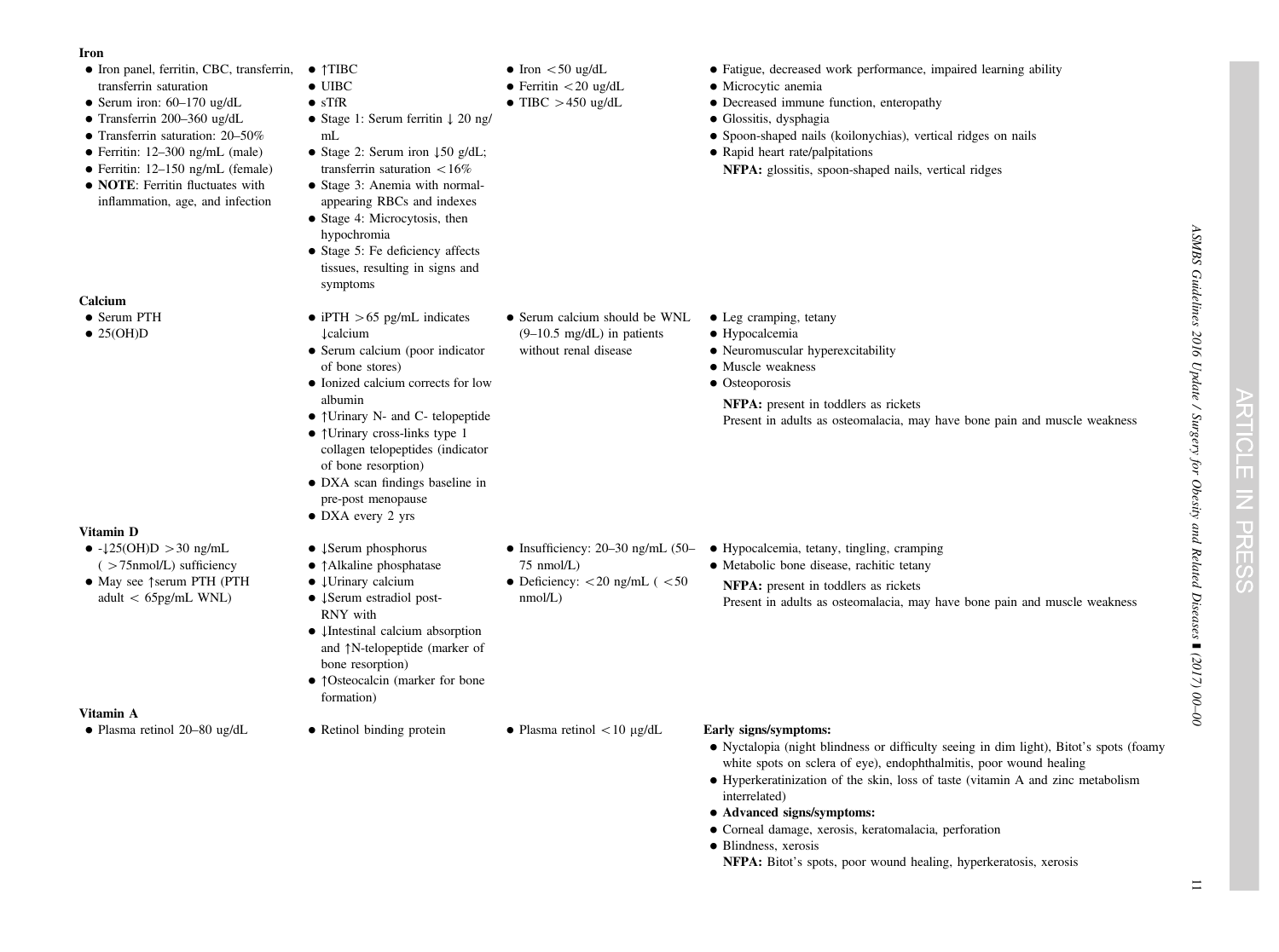| | | | |
|---|---|---|---|
| **Iron** | | | |
| • Iron panel, ferritin, CBC, transferrin, transferrin saturation<br>• Serum iron: 60–170 ug/dL<br>• Transferrin 200–360 ug/dL<br>• Transferrin saturation: 20–50%<br>• Ferritin: 12–300 ng/mL (male)<br>• Ferritin: 12–150 ng/mL (female)<br>• **NOTE**: Ferritin fluctuates with inflammation, age, and infection | • ↑TIBC<br>• UIBC<br>• sTfR<br>• Stage 1: Serum ferritin ↓ 20 ng/mL<br>• Stage 2: Serum iron ↓50 g/dL; transferrin saturation <16%<br>• Stage 3: Anemia with normal-appearing RBCs and indexes<br>• Stage 4: Microcytosis, then hypochromia<br>• Stage 5: Fe deficiency affects tissues, resulting in signs and symptoms | • Iron <50 ug/dL<br>• Ferritin <20 ug/dL<br>• TIBC >450 ug/dL | • Fatigue, decreased work performance, impaired learning ability<br>• Microcytic anemia<br>• Decreased immune function, enteropathy<br>• Glossitis, dysphagia<br>• Spoon-shaped nails (koilonychias), vertical ridges on nails<br>• Rapid heart rate/palpitations<br>**NFPA:** glossitis, spoon-shaped nails, vertical ridges |
| **Calcium** | | | |
| • Serum PTH<br>• 25(OH)D | • iPTH >65 pg/mL indicates ↓calcium<br>• Serum calcium (poor indicator of bone stores)<br>• Ionized calcium corrects for low albumin<br>• ↑Urinary N- and C- telopeptide<br>• ↑Urinary cross-links type 1 collagen telopeptides (indicator of bone resorption)<br>• DXA scan findings baseline in pre-post menopause<br>• DXA every 2 yrs | • Serum calcium should be WNL (9–10.5 mg/dL) in patients without renal disease | • Leg cramping, tetany<br>• Hypocalcemia<br>• Neuromuscular hyperexcitability<br>• Muscle weakness<br>• Osteoporosis<br>**NFPA:** present in toddlers as rickets<br>Present in adults as osteomalacia, may have bone pain and muscle weakness |
| **Vitamin D** | | | |
| • -↓25(OH)D >30 ng/mL (>75nmol/L) sufficiency<br>• May see ↑serum PTH (PTH adult < 65pg/mL WNL) | • ↓Serum phosphorus<br>• ↑Alkaline phosphatase<br>• ↓Urinary calcium<br>• ↓Serum estradiol post-RNY with<br>• ↓Intestinal calcium absorption and ↑N-telopeptide (marker of bone resorption)<br>• ↑Osteocalcin (marker for bone formation) | • Insufficiency: 20–30 ng/mL (50–75 nmol/L)<br>• Deficiency: <20 ng/mL (<50 nmol/L) | • Hypocalcemia, tetany, tingling, cramping<br>• Metabolic bone disease, rachitic tetany<br>**NFPA:** present in toddlers as rickets<br>Present in adults as osteomalacia, may have bone pain and muscle weakness |
| **Vitamin A** | | | |
| • Plasma retinol 20–80 ug/dL | • Retinol binding protein | • Plasma retinol <10 μg/dL | **Early signs/symptoms:**<br>• Nyctalopia (night blindness or difficulty seeing in dim light), Bitot's spots (foamy white spots on sclera of eye), endophthalmitis, poor wound healing<br>• Hyperkeratinization of the skin, loss of taste (vitamin A and zinc metabolism interrelated)<br>• **Advanced signs/symptoms:**<br>• Corneal damage, xerosis, keratomalacia, perforation<br>• Blindness, xerosis<br>**NFPA:** Bitot's spots, poor wound healing, hyperkeratosis, xerosis |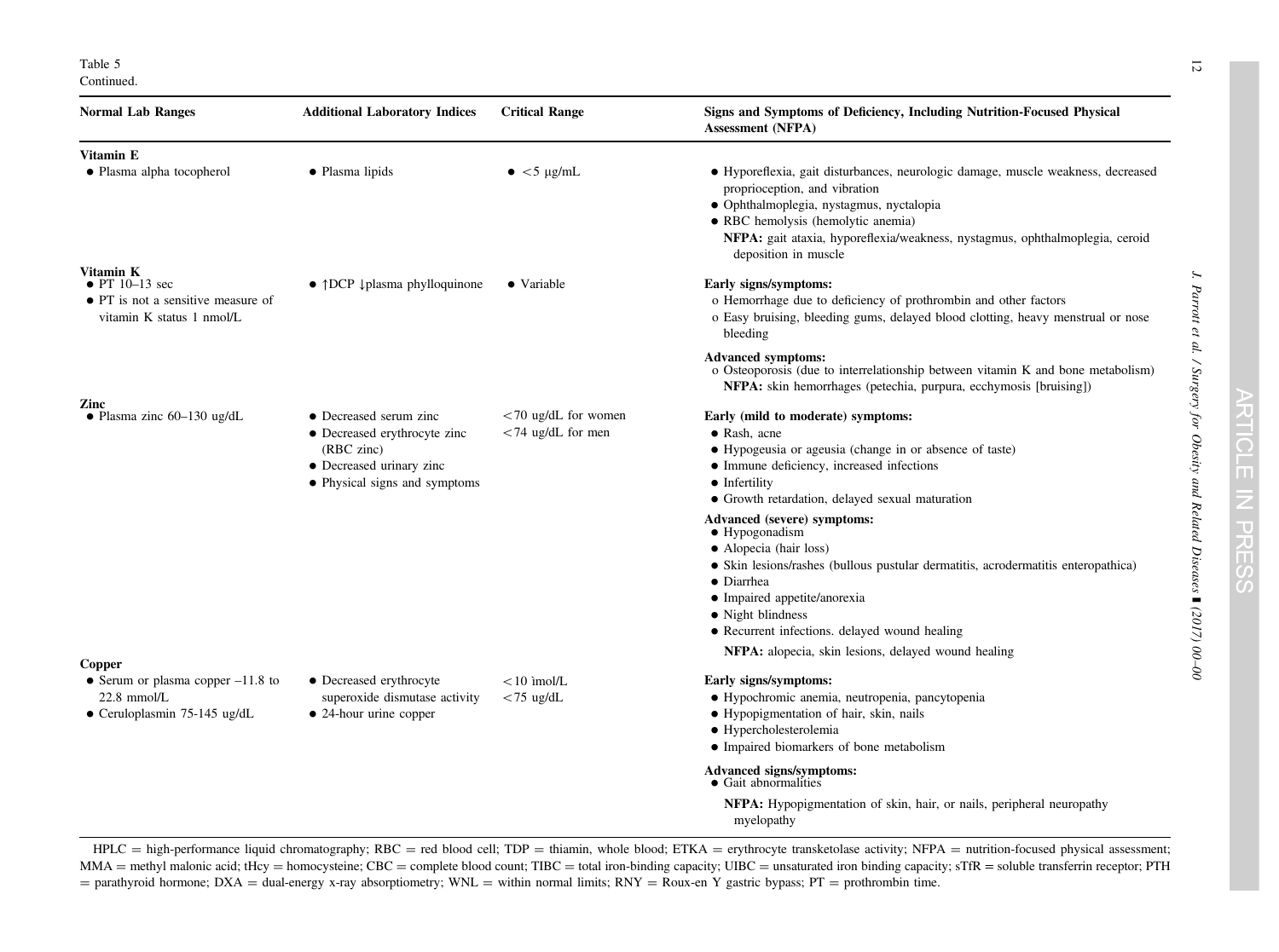Table 5
Continued.

| Normal Lab Ranges | Additional Laboratory Indices | Critical Range | Signs and Symptoms of Deficiency, Including Nutrition-Focused Physical Assessment (NFPA) |
|---|---|---|---|
| **Vitamin E** | | | |
| • Plasma alpha tocopherol | • Plasma lipids | • <5 μg/mL | • Hyporeflexia, gait disturbances, neurologic damage, muscle weakness, decreased proprioception, and vibration<br>• Ophthalmoplegia, nystagmus, nyctalopia<br>• RBC hemolysis (hemolytic anemia)<br>**NFPA:** gait ataxia, hyporeflexia/weakness, nystagmus, ophthalmoplegia, ceroid deposition in muscle |
| **Vitamin K** | | | |
| • PT 10–13 sec<br>• PT is not a sensitive measure of vitamin K status 1 nmol/L | • ↑DCP ↓plasma phylloquinone | • Variable | **Early signs/symptoms:**<br>o Hemorrhage due to deficiency of prothrombin and other factors<br>o Easy bruising, bleeding gums, delayed blood clotting, heavy menstrual or nose bleeding<br>**Advanced symptoms:**<br>o Osteoporosis (due to interrelationship between vitamin K and bone metabolism)<br>**NFPA:** skin hemorrhages (petechia, purpura, ecchymosis [bruising]) |
| **Zinc** | | | |
| • Plasma zinc 60–130 ug/dL | • Decreased serum zinc<br>• Decreased erythrocyte zinc (RBC zinc)<br>• Decreased urinary zinc<br>• Physical signs and symptoms | <70 ug/dL for women<br><74 ug/dL for men | **Early (mild to moderate) symptoms:**<br>• Rash, acne<br>• Hypogeusia or ageusia (change in or absence of taste)<br>• Immune deficiency, increased infections<br>• Infertility<br>• Growth retardation, delayed sexual maturation<br>**Advanced (severe) symptoms:**<br>• Hypogonadism<br>• Alopecia (hair loss)<br>• Skin lesions/rashes (bullous pustular dermatitis, acrodermatitis enteropathica)<br>• Diarrhea<br>• Impaired appetite/anorexia<br>• Night blindness<br>• Recurrent infections. delayed wound healing<br>**NFPA:** alopecia, skin lesions, delayed wound healing |
| **Copper** | | | |
| • Serum or plasma copper –11.8 to 22.8 mmol/L<br>• Ceruloplasmin 75-145 ug/dL | • Decreased erythrocyte superoxide dismutase activity<br>• 24-hour urine copper | <10 ìmol/L<br><75 ug/dL | **Early signs/symptoms:**<br>• Hypochromic anemia, neutropenia, pancytopenia<br>• Hypopigmentation of hair, skin, nails<br>• Hypercholesterolemia<br>• Impaired biomarkers of bone metabolism<br>**Advanced signs/symptoms:**<br>• Gait abnormalities<br>**NFPA:** Hypopigmentation of skin, hair, or nails, peripheral neuropathy myelopathy |

HPLC = high-performance liquid chromatography; RBC = red blood cell; TDP = thiamin, whole blood; ETKA = erythrocyte transketolase activity; NFPA = nutrition-focused physical assessment; MMA = methyl malonic acid; tHcy = homocysteine; CBC = complete blood count; TIBC = total iron-binding capacity; UIBC = unsaturated iron binding capacity; sTfR = soluble transferrin receptor; PTH = parathyroid hormone; DXA = dual-energy x-ray absorptiometry; WNL = within normal limits; RNY = Roux-en Y gastric bypass; PT = prothrombin time.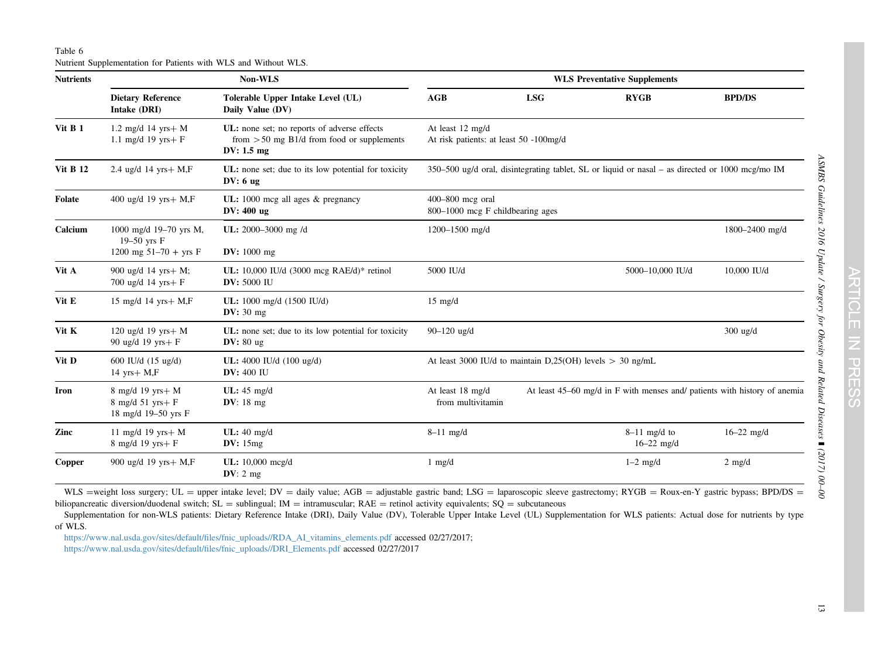Table 6
Nutrient Supplementation for Patients with WLS and Without WLS.

| Nutrients | Non-WLS | | WLS Preventative Supplements | | | |
|---|---|---|---|---|---|---|
| | **Dietary Reference Intake (DRI)** | **Tolerable Upper Intake Level (UL) Daily Value (DV)** | **AGB** | **LSG** | **RYGB** | **BPD/DS** |
| **Vit B 1** | 1.2 mg/d 14 yrs+ M<br>1.1 mg/d 19 yrs+ F | **UL:** none set; no reports of adverse effects from >50 mg B1/d from food or supplements<br>**DV: 1.5 mg** | At least 12 mg/d<br>At risk patients: at least 50 -100mg/d | | | |
| **Vit B 12** | 2.4 ug/d 14 yrs+ M,F | **UL:** none set; due to its low potential for toxicity<br>**DV: 6 ug** | 350–500 ug/d oral, disintegrating tablet, SL or liquid or nasal – as directed or 1000 mcg/mo IM | | | |
| **Folate** | 400 ug/d 19 yrs+ M,F | **UL:** 1000 mcg all ages & pregnancy<br>**DV: 400 ug** | 400–800 mcg oral<br>800–1000 mcg F childbearing ages | | | |
| **Calcium** | 1000 mg/d 19–70 yrs M, 19–50 yrs F<br>1200 mg 51–70 + yrs F | **UL:** 2000–3000 mg /d<br>**DV:** 1000 mg | 1200–1500 mg/d | | | 1800–2400 mg/d |
| **Vit A** | 900 ug/d 14 yrs+ M;<br>700 ug/d 14 yrs+ F | **UL:** 10,000 IU/d (3000 mcg RAE/d)* retinol<br>**DV:** 5000 IU | 5000 IU/d | | 5000–10,000 IU/d | 10,000 IU/d |
| **Vit E** | 15 mg/d 14 yrs+ M,F | **UL:** 1000 mg/d (1500 IU/d)<br>**DV:** 30 mg | 15 mg/d | | | |
| **Vit K** | 120 ug/d 19 yrs+ M<br>90 ug/d 19 yrs+ F | **UL:** none set; due to its low potential for toxicity<br>**DV:** 80 ug | 90–120 ug/d | | | 300 ug/d |
| **Vit D** | 600 IU/d (15 ug/d)<br>14 yrs+ M,F | **UL:** 4000 IU/d (100 ug/d)<br>**DV:** 400 IU | At least 3000 IU/d to maintain D,25(OH) levels > 30 ng/mL | | | |
| **Iron** | 8 mg/d 19 yrs+ M<br>8 mg/d 51 yrs+ F<br>18 mg/d 19–50 yrs F | **UL:** 45 mg/d<br>**DV**: 18 mg | At least 18 mg/d from multivitamin | At least 45–60 mg/d in F with menses and/ patients with history of anemia | | |
| **Zinc** | 11 mg/d 19 yrs+ M<br>8 mg/d 19 yrs+ F | **UL:** 40 mg/d<br>**DV:** 15mg | 8–11 mg/d | | 8–11 mg/d to 16–22 mg/d | 16–22 mg/d |
| **Copper** | 900 ug/d 19 yrs+ M,F | **UL:** 10,000 mcg/d<br>**DV**: 2 mg | 1 mg/d | | 1–2 mg/d | 2 mg/d |

WLS =weight loss surgery; UL = upper intake level; DV = daily value; AGB = adjustable gastric band; LSG = laparoscopic sleeve gastrectomy; RYGB = Roux-en-Y gastric bypass; BPD/DS = biliopancreatic diversion/duodenal switch; SL = sublingual; IM = intramuscular; RAE = retinol activity equivalents; SQ = subcutaneous

Supplementation for non-WLS patients: Dietary Reference Intake (DRI), Daily Value (DV), Tolerable Upper Intake Level (UL) Supplementation for WLS patients: Actual dose for nutrients by type of WLS.

https://www.nal.usda.gov/sites/default/files/fnic_uploads//RDA_AI_vitamins_elements.pdf accessed 02/27/2017;
https://www.nal.usda.gov/sites/default/files/fnic_uploads//DRI_Elements.pdf accessed 02/27/2017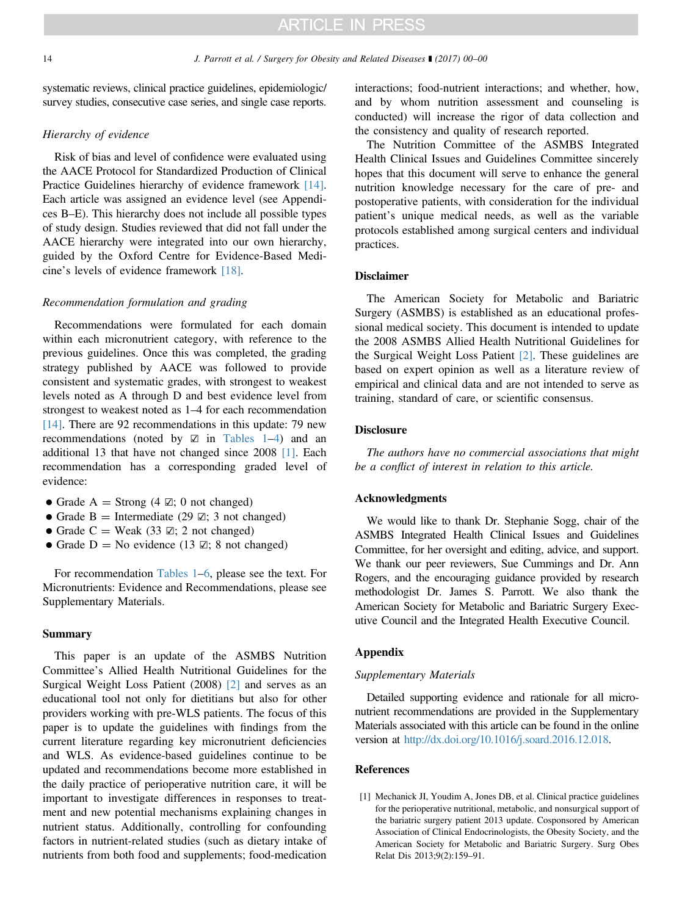systematic reviews, clinical practice guidelines, epidemiologic/survey studies, consecutive case series, and single case reports.

### Hierarchy of evidence

Risk of bias and level of confidence were evaluated using the AACE Protocol for Standardized Production of Clinical Practice Guidelines hierarchy of evidence framework [14]. Each article was assigned an evidence level (see Appendices B–E). This hierarchy does not include all possible types of study design. Studies reviewed that did not fall under the AACE hierarchy were integrated into our own hierarchy, guided by the Oxford Centre for Evidence-Based Medicine's levels of evidence framework [18].

### Recommendation formulation and grading

Recommendations were formulated for each domain within each micronutrient category, with reference to the previous guidelines. Once this was completed, the grading strategy published by AACE was followed to provide consistent and systematic grades, with strongest to weakest levels noted as A through D and best evidence level from strongest to weakest noted as 1–4 for each recommendation [14]. There are 92 recommendations in this update: 79 new recommendations (noted by ☑ in Tables 1–4) and an additional 13 that have not changed since 2008 [1]. Each recommendation has a corresponding graded level of evidence:

- Grade A = Strong (4 ☑; 0 not changed)
- Grade B = Intermediate (29 ☑; 3 not changed)
- Grade C = Weak (33 ☑; 2 not changed)
- Grade D = No evidence (13 ☑; 8 not changed)

For recommendation Tables 1–6, please see the text. For Micronutrients: Evidence and Recommendations, please see Supplementary Materials.

## Summary

This paper is an update of the ASMBS Nutrition Committee's Allied Health Nutritional Guidelines for the Surgical Weight Loss Patient (2008) [2] and serves as an educational tool not only for dietitians but also for other providers working with pre-WLS patients. The focus of this paper is to update the guidelines with findings from the current literature regarding key micronutrient deficiencies and WLS. As evidence-based guidelines continue to be updated and recommendations become more established in the daily practice of perioperative nutrition care, it will be important to investigate differences in responses to treatment and new potential mechanisms explaining changes in nutrient status. Additionally, controlling for confounding factors in nutrient-related studies (such as dietary intake of nutrients from both food and supplements; food-medication interactions; food-nutrient interactions; and whether, how, and by whom nutrition assessment and counseling is conducted) will increase the rigor of data collection and the consistency and quality of research reported.

The Nutrition Committee of the ASMBS Integrated Health Clinical Issues and Guidelines Committee sincerely hopes that this document will serve to enhance the general nutrition knowledge necessary for the care of pre- and postoperative patients, with consideration for the individual patient's unique medical needs, as well as the variable protocols established among surgical centers and individual practices.

## Disclaimer

The American Society for Metabolic and Bariatric Surgery (ASMBS) is established as an educational professional medical society. This document is intended to update the 2008 ASMBS Allied Health Nutritional Guidelines for the Surgical Weight Loss Patient [2]. These guidelines are based on expert opinion as well as a literature review of empirical and clinical data and are not intended to serve as training, standard of care, or scientific consensus.

## Disclosure

*The authors have no commercial associations that might be a conflict of interest in relation to this article.*

## Acknowledgments

We would like to thank Dr. Stephanie Sogg, chair of the ASMBS Integrated Health Clinical Issues and Guidelines Committee, for her oversight and editing, advice, and support. We thank our peer reviewers, Sue Cummings and Dr. Ann Rogers, and the encouraging guidance provided by research methodologist Dr. James S. Parrott. We also thank the American Society for Metabolic and Bariatric Surgery Executive Council and the Integrated Health Executive Council.

## Appendix

### Supplementary Materials

Detailed supporting evidence and rationale for all micronutrient recommendations are provided in the Supplementary Materials associated with this article can be found in the online version at http://dx.doi.org/10.1016/j.soard.2016.12.018.

## References

[1] Mechanick JI, Youdim A, Jones DB, et al. Clinical practice guidelines for the perioperative nutritional, metabolic, and nonsurgical support of the bariatric surgery patient 2013 update. Cosponsored by American Association of Clinical Endocrinologists, the Obesity Society, and the American Society for Metabolic and Bariatric Surgery. Surg Obes Relat Dis 2013;9(2):159–91.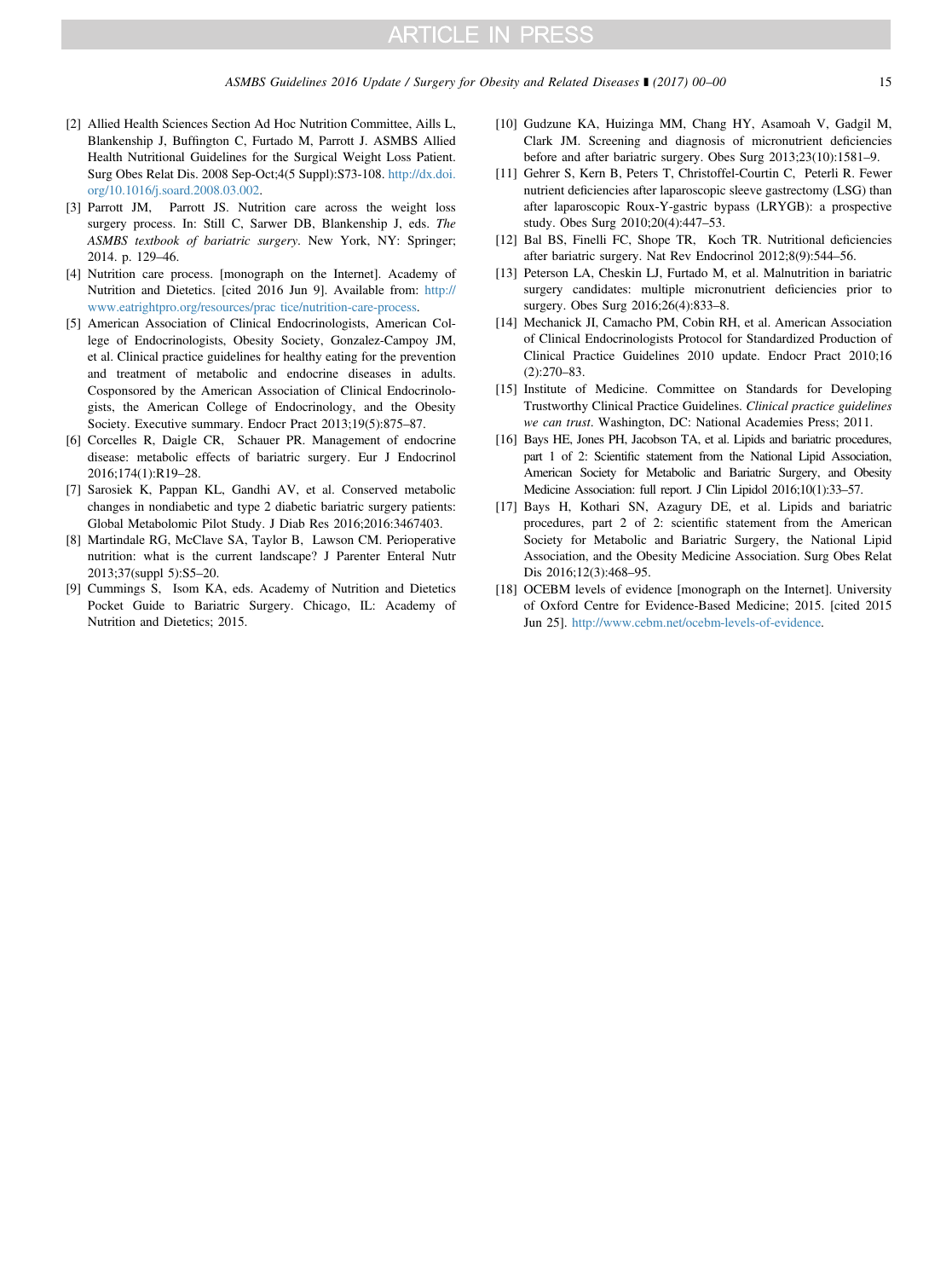[2] Allied Health Sciences Section Ad Hoc Nutrition Committee, Aills L, Blankenship J, Buffington C, Furtado M, Parrott J. ASMBS Allied Health Nutritional Guidelines for the Surgical Weight Loss Patient. Surg Obes Relat Dis. 2008 Sep-Oct;4(5 Suppl):S73-108. http://dx.doi.org/10.1016/j.soard.2008.03.002.

[3] Parrott JM, Parrott JS. Nutrition care across the weight loss surgery process. In: Still C, Sarwer DB, Blankenship J, eds. *The ASMBS textbook of bariatric surgery*. New York, NY: Springer; 2014. p. 129–46.

[4] Nutrition care process. [monograph on the Internet]. Academy of Nutrition and Dietetics. [cited 2016 Jun 9]. Available from: http://www.eatrightpro.org/resources/prac tice/nutrition-care-process.

[5] American Association of Clinical Endocrinologists, American College of Endocrinologists, Obesity Society, Gonzalez-Campoy JM, et al. Clinical practice guidelines for healthy eating for the prevention and treatment of metabolic and endocrine diseases in adults. Cosponsored by the American Association of Clinical Endocrinologists, the American College of Endocrinology, and the Obesity Society. Executive summary. Endocr Pract 2013;19(5):875–87.

[6] Corcelles R, Daigle CR, Schauer PR. Management of endocrine disease: metabolic effects of bariatric surgery. Eur J Endocrinol 2016;174(1):R19–28.

[7] Sarosiek K, Pappan KL, Gandhi AV, et al. Conserved metabolic changes in nondiabetic and type 2 diabetic bariatric surgery patients: Global Metabolomic Pilot Study. J Diab Res 2016;2016:3467403.

[8] Martindale RG, McClave SA, Taylor B, Lawson CM. Perioperative nutrition: what is the current landscape? J Parenter Enteral Nutr 2013;37(suppl 5):S5–20.

[9] Cummings S, Isom KA, eds. Academy of Nutrition and Dietetics Pocket Guide to Bariatric Surgery. Chicago, IL: Academy of Nutrition and Dietetics; 2015.

[10] Gudzune KA, Huizinga MM, Chang HY, Asamoah V, Gadgil M, Clark JM. Screening and diagnosis of micronutrient deficiencies before and after bariatric surgery. Obes Surg 2013;23(10):1581–9.

[11] Gehrer S, Kern B, Peters T, Christoffel-Courtin C, Peterli R. Fewer nutrient deficiencies after laparoscopic sleeve gastrectomy (LSG) than after laparoscopic Roux-Y-gastric bypass (LRYGB): a prospective study. Obes Surg 2010;20(4):447–53.

[12] Bal BS, Finelli FC, Shope TR, Koch TR. Nutritional deficiencies after bariatric surgery. Nat Rev Endocrinol 2012;8(9):544–56.

[13] Peterson LA, Cheskin LJ, Furtado M, et al. Malnutrition in bariatric surgery candidates: multiple micronutrient deficiencies prior to surgery. Obes Surg 2016;26(4):833–8.

[14] Mechanick JI, Camacho PM, Cobin RH, et al. American Association of Clinical Endocrinologists Protocol for Standardized Production of Clinical Practice Guidelines 2010 update. Endocr Pract 2010;16(2):270–83.

[15] Institute of Medicine. Committee on Standards for Developing Trustworthy Clinical Practice Guidelines. *Clinical practice guidelines we can trust*. Washington, DC: National Academies Press; 2011.

[16] Bays HE, Jones PH, Jacobson TA, et al. Lipids and bariatric procedures, part 1 of 2: Scientific statement from the National Lipid Association, American Society for Metabolic and Bariatric Surgery, and Obesity Medicine Association: full report. J Clin Lipidol 2016;10(1):33–57.

[17] Bays H, Kothari SN, Azagury DE, et al. Lipids and bariatric procedures, part 2 of 2: scientific statement from the American Society for Metabolic and Bariatric Surgery, the National Lipid Association, and the Obesity Medicine Association. Surg Obes Relat Dis 2016;12(3):468–95.

[18] OCEBM levels of evidence [monograph on the Internet]. University of Oxford Centre for Evidence-Based Medicine; 2015. [cited 2015 Jun 25]. http://www.cebm.net/ocebm-levels-of-evidence.